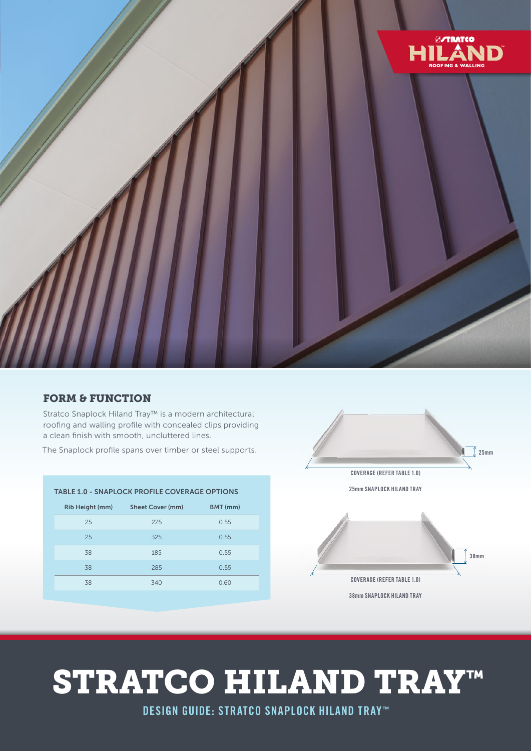# STRATCO HILAND TRAY™

DESIGN GUIDE: STRATCO SNAPLOCK HILAND TRAY™

## FORM & FUNCTION

Stratco Snaplock Hiland Tray™ is a modern architectural roofing and walling profile with concealed clips providing a clean finish with smooth, uncluttered lines.

The Snaplock profile spans over timber or steel supports.

TABLE 1.0 - SNAPLOCK PROFILE COVERAGE OPTIONS

| Rib Height (mm) | Sheet Cover (mm) | BMT (mm) |
|---|---|---|
| 25 | 225 | 0.55 |
| 25 | 325 | 0.55 |
| 38 | 185 | 0.55 |
| 38 | 285 | 0.55 |
| 38 | 340 | 0.60 |

25mm

COVERAGE (REFER TABLE 1.0)

25mm SNAPLOCK HILAND TRAY

38mm

COVERAGE (REFER TABLE 1.0)

38mm SNAPLOCK HILAND TRAY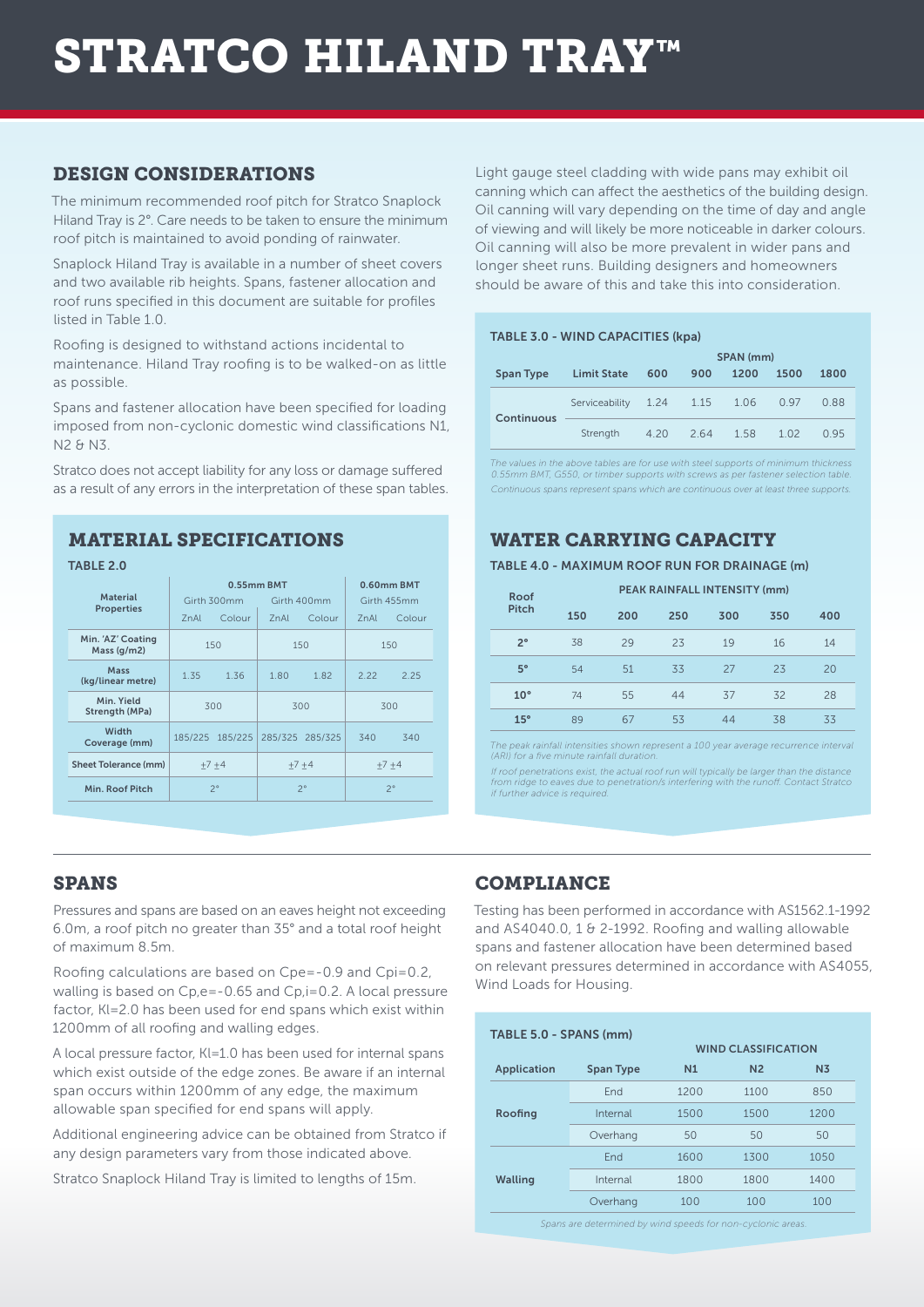# STRATCO HILAND TRAY™

## DESIGN CONSIDERATIONS

The minimum recommended roof pitch for Stratco Snaplock Hiland Tray is 2°. Care needs to be taken to ensure the minimum roof pitch is maintained to avoid ponding of rainwater.

Snaplock Hiland Tray is available in a number of sheet covers and two available rib heights. Spans, fastener allocation and roof runs specified in this document are suitable for profiles listed in Table 1.0.

Roofing is designed to withstand actions incidental to maintenance. Hiland Tray roofing is to be walked-on as little as possible.

Spans and fastener allocation have been specified for loading imposed from non-cyclonic domestic wind classifications N1, N2 & N3.

Stratco does not accept liability for any loss or damage suffered as a result of any errors in the interpretation of these span tables.

Light gauge steel cladding with wide pans may exhibit oil canning which can affect the aesthetics of the building design. Oil canning will vary depending on the time of day and angle of viewing and will likely be more noticeable in darker colours. Oil canning will also be more prevalent in wider pans and longer sheet runs. Building designers and homeowners should be aware of this and take this into consideration.

## MATERIAL SPECIFICATIONS

TABLE 2.0

| Material Properties | 0.55mm BMT Girth 300mm ZnAl | 0.55mm BMT Girth 300mm Colour | 0.55mm BMT Girth 400mm ZnAl | 0.55mm BMT Girth 400mm Colour | 0.60mm BMT Girth 455mm ZnAl | 0.60mm BMT Girth 455mm Colour |
|---|---|---|---|---|---|---|
| Min. 'AZ' Coating Mass (g/m2) | 150 | | 150 | | 150 | |
| Mass (kg/linear metre) | 1.35 | 1.36 | 1.80 | 1.82 | 2.22 | 2.25 |
| Min. Yield Strength (MPa) | 300 | | 300 | | 300 | |
| Width Coverage (mm) | 185/225 | 185/225 | 285/325 | 285/325 | 340 | 340 |
| Sheet Tolerance (mm) | +7 ±4 | | +7 ±4 | | +7 ±4 | |
| Min. Roof Pitch | 2° | | 2° | | 2° | |

TABLE 3.0 - WIND CAPACITIES (kpa)

| Span Type | Limit State | SPAN (mm) 600 | 900 | 1200 | 1500 | 1800 |
|---|---|---|---|---|---|---|
| Continuous | Serviceability | 1.24 | 1.15 | 1.06 | 0.97 | 0.88 |
| | Strength | 4.20 | 2.64 | 1.58 | 1.02 | 0.95 |

*The values in the above tables are for use with steel supports of minimum thickness 0.55mm BMT, G550, or timber supports with screws as per fastener selection table.*
*Continuous spans represent spans which are continuous over at least three supports.*

## WATER CARRYING CAPACITY

TABLE 4.0 - MAXIMUM ROOF RUN FOR DRAINAGE (m)

| Roof Pitch | PEAK RAINFALL INTENSITY (mm) 150 | 200 | 250 | 300 | 350 | 400 |
|---|---|---|---|---|---|---|
| 2° | 38 | 29 | 23 | 19 | 16 | 14 |
| 5° | 54 | 51 | 33 | 27 | 23 | 20 |
| 10° | 74 | 55 | 44 | 37 | 32 | 28 |
| 15° | 89 | 67 | 53 | 44 | 38 | 33 |

*The peak rainfall intensities shown represent a 100 year average recurrence interval (ARI) for a five minute rainfall duration.*

*If roof penetrations exist, the actual roof run will typically be larger than the distance from ridge to eaves due to penetration/s interfering with the runoff. Contact Stratco if further advice is required.*

## SPANS

Pressures and spans are based on an eaves height not exceeding 6.0m, a roof pitch no greater than 35° and a total roof height of maximum 8.5m.

Roofing calculations are based on Cpe=-0.9 and Cpi=0.2, walling is based on Cp,e=-0.65 and Cp,i=0.2. A local pressure factor, Kl=2.0 has been used for end spans which exist within 1200mm of all roofing and walling edges.

A local pressure factor, Kl=1.0 has been used for internal spans which exist outside of the edge zones. Be aware if an internal span occurs within 1200mm of any edge, the maximum allowable span specified for end spans will apply.

Additional engineering advice can be obtained from Stratco if any design parameters vary from those indicated above.

Stratco Snaplock Hiland Tray is limited to lengths of 15m.

## COMPLIANCE

Testing has been performed in accordance with AS1562.1-1992 and AS4040.0, 1 & 2-1992. Roofing and walling allowable spans and fastener allocation have been determined based on relevant pressures determined in accordance with AS4055, Wind Loads for Housing.

TABLE 5.0 - SPANS (mm)

| Application | Span Type | WIND CLASSIFICATION N1 | N2 | N3 |
|---|---|---|---|---|
| Roofing | End | 1200 | 1100 | 850 |
| | Internal | 1500 | 1500 | 1200 |
| | Overhang | 50 | 50 | 50 |
| Walling | End | 1600 | 1300 | 1050 |
| | Internal | 1800 | 1800 | 1400 |
| | Overhang | 100 | 100 | 100 |

*Spans are determined by wind speeds for non-cyclonic areas.*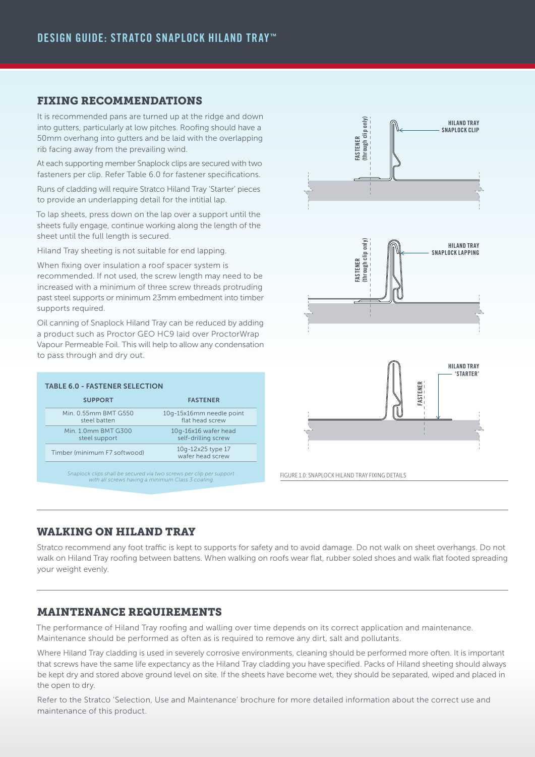## FIXING RECOMMENDATIONS

It is recommended pans are turned up at the ridge and down into gutters, particularly at low pitches. Roofing should have a 50mm overhang into gutters and be laid with the overlapping rib facing away from the prevailing wind.

At each supporting member Snaplock clips are secured with two fasteners per clip. Refer Table 6.0 for fastener specifications.

Runs of cladding will require Stratco Hiland Tray 'Starter' pieces to provide an underlapping detail for the initial lap.

To lap sheets, press down on the lap over a support until the sheets fully engage, continue working along the length of the sheet until the full length is secured.

Hiland Tray sheeting is not suitable for end lapping.

When fixing over insulation a roof spacer system is recommended. If not used, the screw length may need to be increased with a minimum of three screw threads protruding past steel supports or minimum 23mm embedment into timber supports required.

Oil canning of Snaplock Hiland Tray can be reduced by adding a product such as Proctor GEO HC9 laid over ProctorWrap Vapour Permeable Foil. This will help to allow any condensation to pass through and dry out.

**TABLE 6.0 - FASTENER SELECTION**

| SUPPORT | FASTENER |
| --- | --- |
| Min. 0.55mm BMT G550 steel batten | 10g-15x16mm needle point flat head screw |
| Min. 1.0mm BMT G300 steel support | 10g-16x16 wafer head self-drilling screw |
| Timber (minimum F7 softwood) | 10g-12x25 type 17 wafer head screw |

*Snaplock clips shall be secured via two screws per clip per support with all screws having a minimum Class 3 coating.*

FASTENER (through clip only) — HILAND TRAY SNAPLOCK CLIP

FASTENER (through clip only) — HILAND TRAY SNAPLOCK LAPPING

FASTENER — HILAND TRAY 'STARTER'

FIGURE 1.0: SNAPLOCK HILAND TRAY FIXING DETAILS

## WALKING ON HILAND TRAY

Stratco recommend any foot traffic is kept to supports for safety and to avoid damage. Do not walk on sheet overhangs. Do not walk on Hiland Tray roofing between battens. When walking on roofs wear flat, rubber soled shoes and walk flat footed spreading your weight evenly.

## MAINTENANCE REQUIREMENTS

The performance of Hiland Tray roofing and walling over time depends on its correct application and maintenance. Maintenance should be performed as often as is required to remove any dirt, salt and pollutants.

Where Hiland Tray cladding is used in severely corrosive environments, cleaning should be performed more often. It is important that screws have the same life expectancy as the Hiland Tray cladding you have specified. Packs of Hiland sheeting should always be kept dry and stored above ground level on site. If the sheets have become wet, they should be separated, wiped and placed in the open to dry.

Refer to the Stratco 'Selection, Use and Maintenance' brochure for more detailed information about the correct use and maintenance of this product.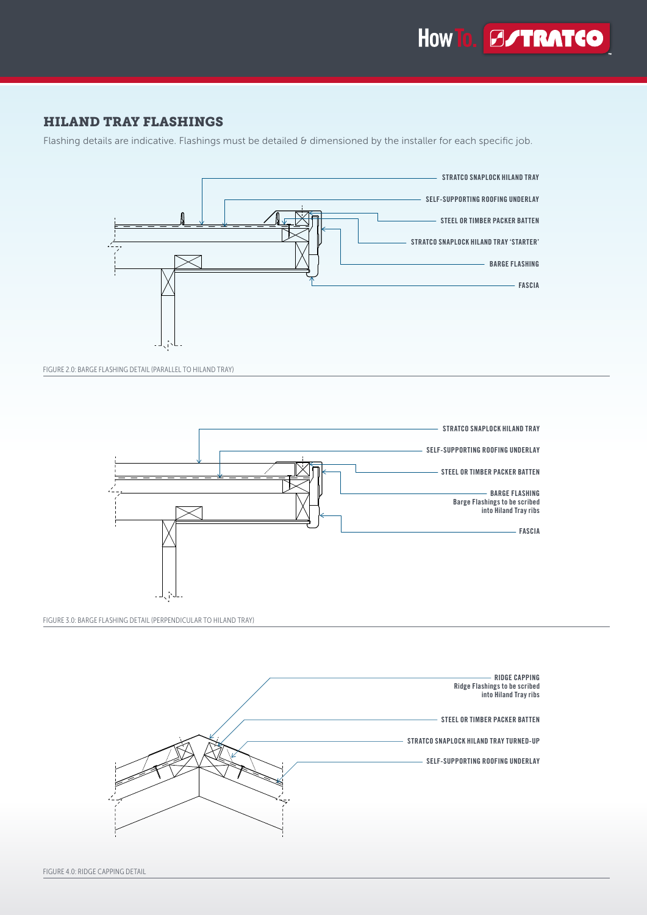## HILAND TRAY FLASHINGS

Flashing details are indicative. Flashings must be detailed & dimensioned by the installer for each specific job.

STRATCO SNAPLOCK HILAND TRAY

SELF-SUPPORTING ROOFING UNDERLAY

STEEL OR TIMBER PACKER BATTEN

STRATCO SNAPLOCK HILAND TRAY 'STARTER'

BARGE FLASHING

FASCIA

FIGURE 2.0: BARGE FLASHING DETAIL (PARALLEL TO HILAND TRAY)

STRATCO SNAPLOCK HILAND TRAY

SELF-SUPPORTING ROOFING UNDERLAY

STEEL OR TIMBER PACKER BATTEN

BARGE FLASHING
Barge Flashings to be scribed into Hiland Tray ribs

FASCIA

FIGURE 3.0: BARGE FLASHING DETAIL (PERPENDICULAR TO HILAND TRAY)

RIDGE CAPPING
Ridge Flashings to be scribed into Hiland Tray ribs

STEEL OR TIMBER PACKER BATTEN

STRATCO SNAPLOCK HILAND TRAY TURNED-UP

SELF-SUPPORTING ROOFING UNDERLAY

FIGURE 4.0: RIDGE CAPPING DETAIL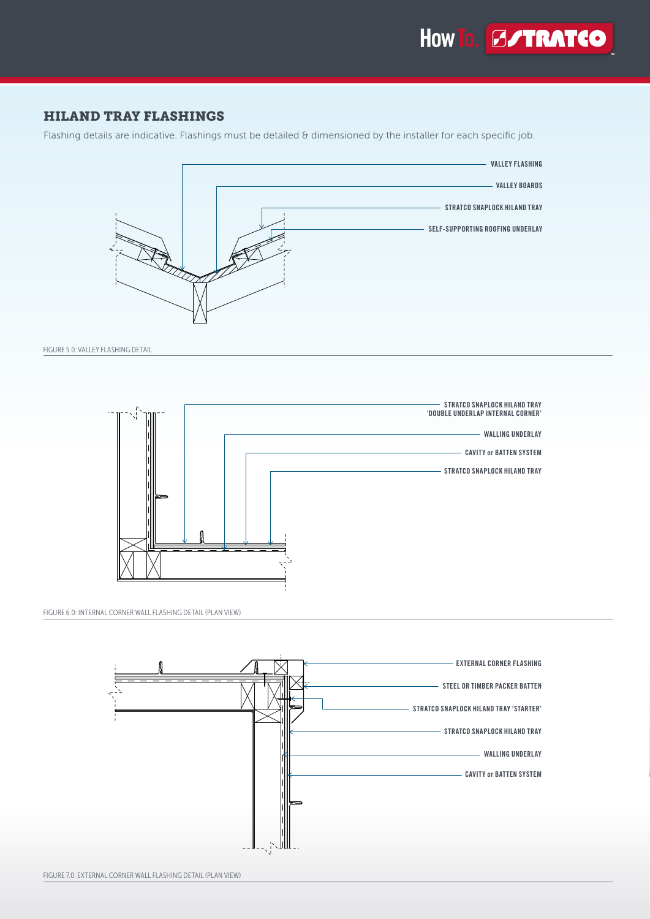## HILAND TRAY FLASHINGS

Flashing details are indicative. Flashings must be detailed & dimensioned by the installer for each specific job.

VALLEY FLASHING

VALLEY BOARDS

STRATCO SNAPLOCK HILAND TRAY

SELF-SUPPORTING ROOFING UNDERLAY

FIGURE 5.0: VALLEY FLASHING DETAIL

STRATCO SNAPLOCK HILAND TRAY 'DOUBLE UNDERLAP INTERNAL CORNER'

WALLING UNDERLAY

CAVITY or BATTEN SYSTEM

STRATCO SNAPLOCK HILAND TRAY

FIGURE 6.0: INTERNAL CORNER WALL FLASHING DETAIL (PLAN VIEW)

EXTERNAL CORNER FLASHING

STEEL OR TIMBER PACKER BATTEN

STRATCO SNAPLOCK HILAND TRAY 'STARTER'

STRATCO SNAPLOCK HILAND TRAY

WALLING UNDERLAY

CAVITY or BATTEN SYSTEM

FIGURE 7.0: EXTERNAL CORNER WALL FLASHING DETAIL (PLAN VIEW)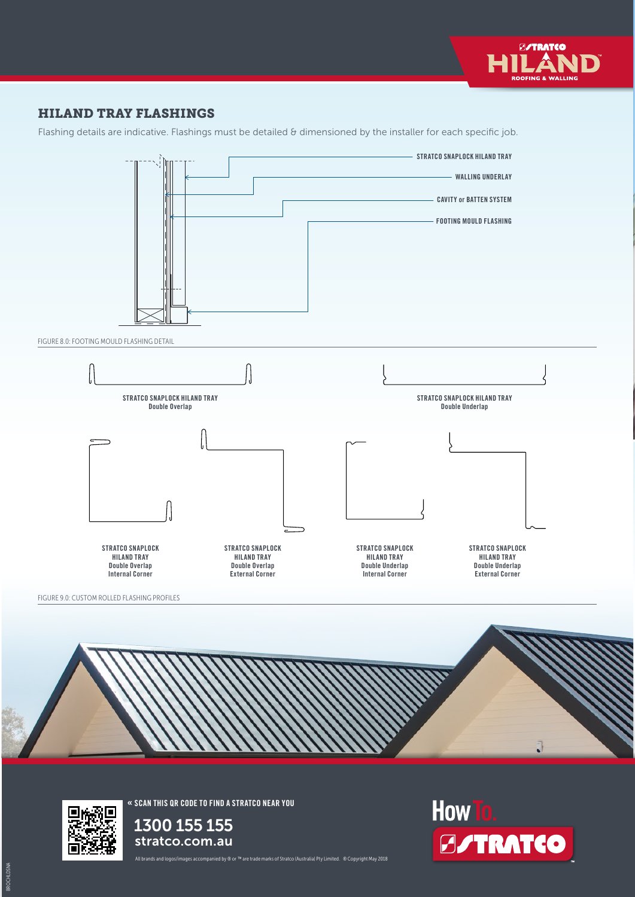## HILAND TRAY FLASHINGS

Flashing details are indicative. Flashings must be detailed & dimensioned by the installer for each specific job.

STRATCO SNAPLOCK HILAND TRAY

WALLING UNDERLAY

CAVITY or BATTEN SYSTEM

FOOTING MOULD FLASHING

FIGURE 8.0: FOOTING MOULD FLASHING DETAIL

STRATCO SNAPLOCK HILAND TRAY
Double Overlap

STRATCO SNAPLOCK HILAND TRAY
Double Underlap

STRATCO SNAPLOCK
HILAND TRAY
Double Overlap
Internal Corner

STRATCO SNAPLOCK
HILAND TRAY
Double Overlap
External Corner

STRATCO SNAPLOCK
HILAND TRAY
Double Underlap
Internal Corner

STRATCO SNAPLOCK
HILAND TRAY
Double Underlap
External Corner

FIGURE 9.0: CUSTOM ROLLED FLASHING PROFILES

« SCAN THIS QR CODE TO FIND A STRATCO NEAR YOU

1300 155 155
stratco.com.au

All brands and logos/images accompanied by ® or ™ are trade marks of Stratco (Australia) Pty Limited. © Copyright May 2018